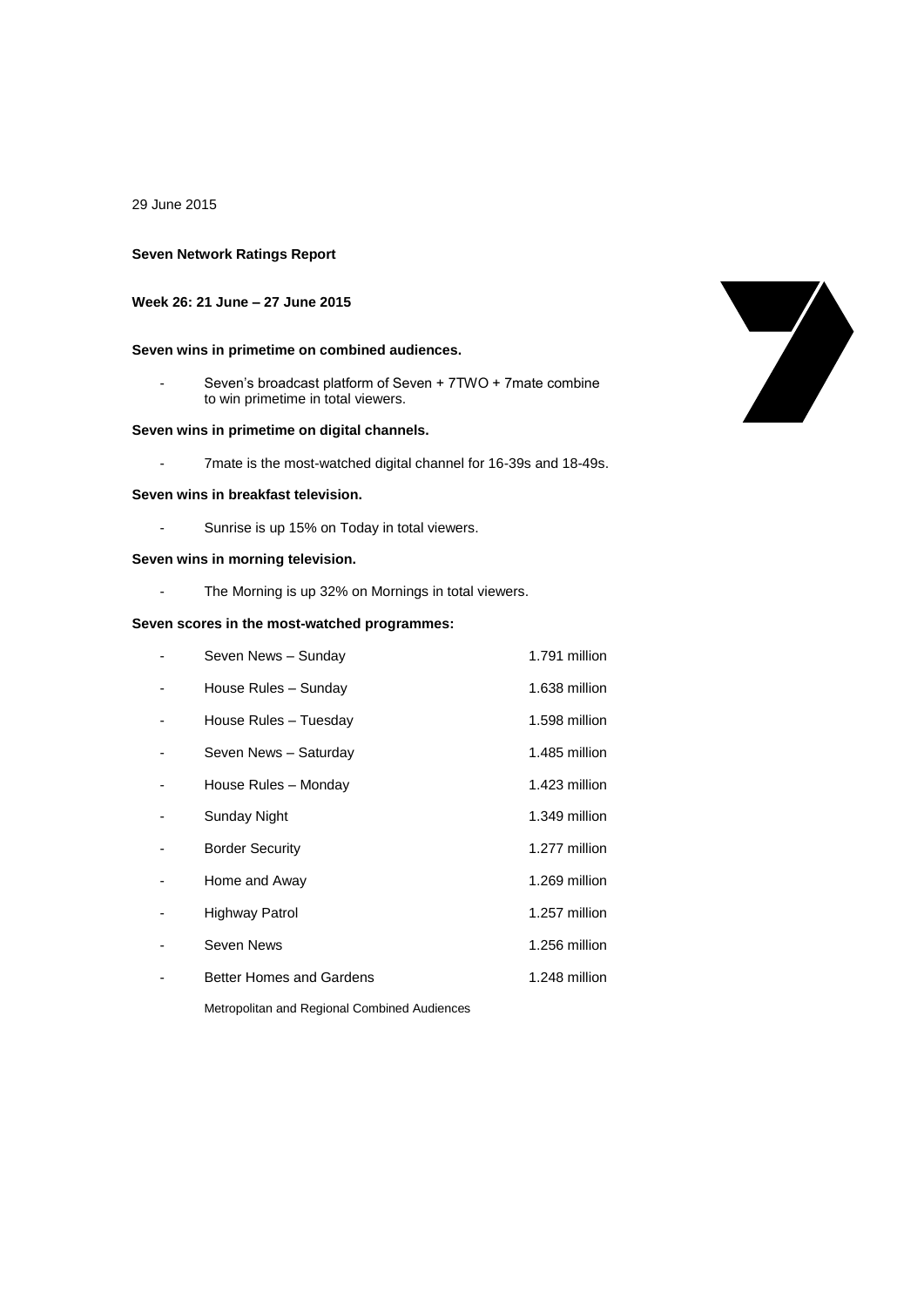29 June 2015

**Seven Network Ratings Report**

**Week 26: 21 June – 27 June 2015**

**Seven wins in primetime on combined audiences.**

- Seven's broadcast platform of Seven + 7TWO + 7mate combine to win primetime in total viewers.

**Seven wins in primetime on digital channels.**

- 7mate is the most-watched digital channel for 16-39s and 18-49s.

**Seven wins in breakfast television.**

- Sunrise is up 15% on Today in total viewers.

**Seven wins in morning television.**

- The Morning is up 32% on Mornings in total viewers.

**Seven scores in the most-watched programmes:**

| | | |
|---|---|---|
| - | Seven News – Sunday | 1.791 million |
| - | House Rules – Sunday | 1.638 million |
| - | House Rules – Tuesday | 1.598 million |
| - | Seven News – Saturday | 1.485 million |
| - | House Rules – Monday | 1.423 million |
| - | Sunday Night | 1.349 million |
| - | Border Security | 1.277 million |
| - | Home and Away | 1.269 million |
| - | Highway Patrol | 1.257 million |
| - | Seven News | 1.256 million |
| - | Better Homes and Gardens | 1.248 million |

Metropolitan and Regional Combined Audiences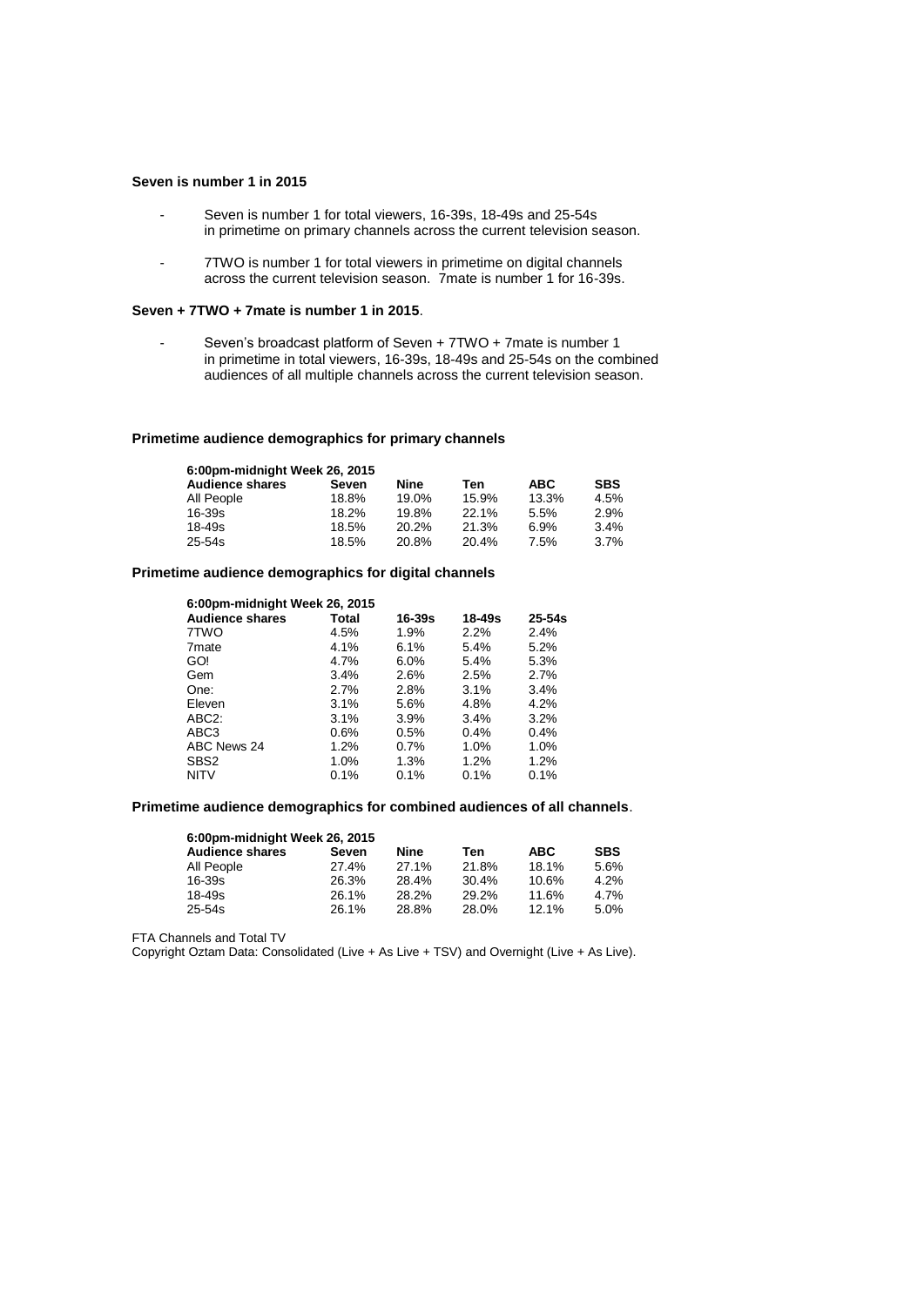**Seven is number 1 in 2015**

- Seven is number 1 for total viewers, 16-39s, 18-49s and 25-54s in primetime on primary channels across the current television season.

- 7TWO is number 1 for total viewers in primetime on digital channels across the current television season. 7mate is number 1 for 16-39s.

**Seven + 7TWO + 7mate is number 1 in 2015**.

- Seven's broadcast platform of Seven + 7TWO + 7mate is number 1 in primetime in total viewers, 16-39s, 18-49s and 25-54s on the combined audiences of all multiple channels across the current television season.

**Primetime audience demographics for primary channels**

| 6:00pm-midnight Week 26, 2015 | | | | | |
|---|---|---|---|---|---|
| **Audience shares** | **Seven** | **Nine** | **Ten** | **ABC** | **SBS** |
| All People | 18.8% | 19.0% | 15.9% | 13.3% | 4.5% |
| 16-39s | 18.2% | 19.8% | 22.1% | 5.5% | 2.9% |
| 18-49s | 18.5% | 20.2% | 21.3% | 6.9% | 3.4% |
| 25-54s | 18.5% | 20.8% | 20.4% | 7.5% | 3.7% |

**Primetime audience demographics for digital channels**

| 6:00pm-midnight Week 26, 2015 | | | | |
|---|---|---|---|---|
| **Audience shares** | **Total** | **16-39s** | **18-49s** | **25-54s** |
| 7TWO | 4.5% | 1.9% | 2.2% | 2.4% |
| 7mate | 4.1% | 6.1% | 5.4% | 5.2% |
| GO! | 4.7% | 6.0% | 5.4% | 5.3% |
| Gem | 3.4% | 2.6% | 2.5% | 2.7% |
| One: | 2.7% | 2.8% | 3.1% | 3.4% |
| Eleven | 3.1% | 5.6% | 4.8% | 4.2% |
| ABC2: | 3.1% | 3.9% | 3.4% | 3.2% |
| ABC3 | 0.6% | 0.5% | 0.4% | 0.4% |
| ABC News 24 | 1.2% | 0.7% | 1.0% | 1.0% |
| SBS2 | 1.0% | 1.3% | 1.2% | 1.2% |
| NITV | 0.1% | 0.1% | 0.1% | 0.1% |

**Primetime audience demographics for combined audiences of all channels**.

| 6:00pm-midnight Week 26, 2015 | | | | | |
|---|---|---|---|---|---|
| **Audience shares** | **Seven** | **Nine** | **Ten** | **ABC** | **SBS** |
| All People | 27.4% | 27.1% | 21.8% | 18.1% | 5.6% |
| 16-39s | 26.3% | 28.4% | 30.4% | 10.6% | 4.2% |
| 18-49s | 26.1% | 28.2% | 29.2% | 11.6% | 4.7% |
| 25-54s | 26.1% | 28.8% | 28.0% | 12.1% | 5.0% |

FTA Channels and Total TV

Copyright Oztam Data: Consolidated (Live + As Live + TSV) and Overnight (Live + As Live).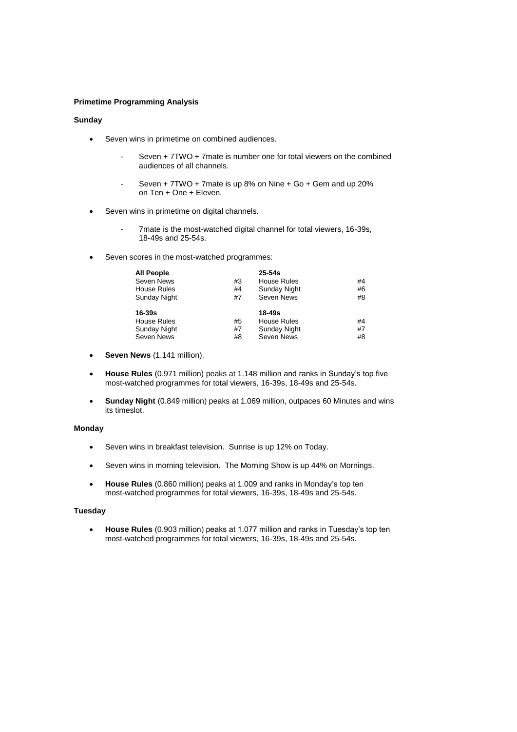**Primetime Programming Analysis**

**Sunday**

- Seven wins in primetime on combined audiences.

    - Seven + 7TWO + 7mate is number one for total viewers on the combined audiences of all channels.

    - Seven + 7TWO + 7mate is up 8% on Nine + Go + Gem and up 20% on Ten + One + Eleven.

- Seven wins in primetime on digital channels.

    - 7mate is the most-watched digital channel for total viewers, 16-39s, 18-49s and 25-54s.

- Seven scores in the most-watched programmes:

| **All People** | | **25-54s** | |
|---|---|---|---|
| Seven News | #3 | House Rules | #4 |
| House Rules | #4 | Sunday Night | #6 |
| Sunday Night | #7 | Seven News | #8 |
| **16-39s** | | **18-49s** | |
| House Rules | #5 | House Rules | #4 |
| Sunday Night | #7 | Sunday Night | #7 |
| Seven News | #8 | Seven News | #8 |

- **Seven News** (1.141 million).

- **House Rules** (0.971 million) peaks at 1.148 million and ranks in Sunday's top five most-watched programmes for total viewers, 16-39s, 18-49s and 25-54s.

- **Sunday Night** (0.849 million) peaks at 1.069 million, outpaces 60 Minutes and wins its timeslot.

**Monday**

- Seven wins in breakfast television. Sunrise is up 12% on Today.

- Seven wins in morning television. The Morning Show is up 44% on Mornings.

- **House Rules** (0.860 million) peaks at 1.009 and ranks in Monday's top ten most-watched programmes for total viewers, 16-39s, 18-49s and 25-54s.

**Tuesday**

- **House Rules** (0.903 million) peaks at 1.077 million and ranks in Tuesday's top ten most-watched programmes for total viewers, 16-39s, 18-49s and 25-54s.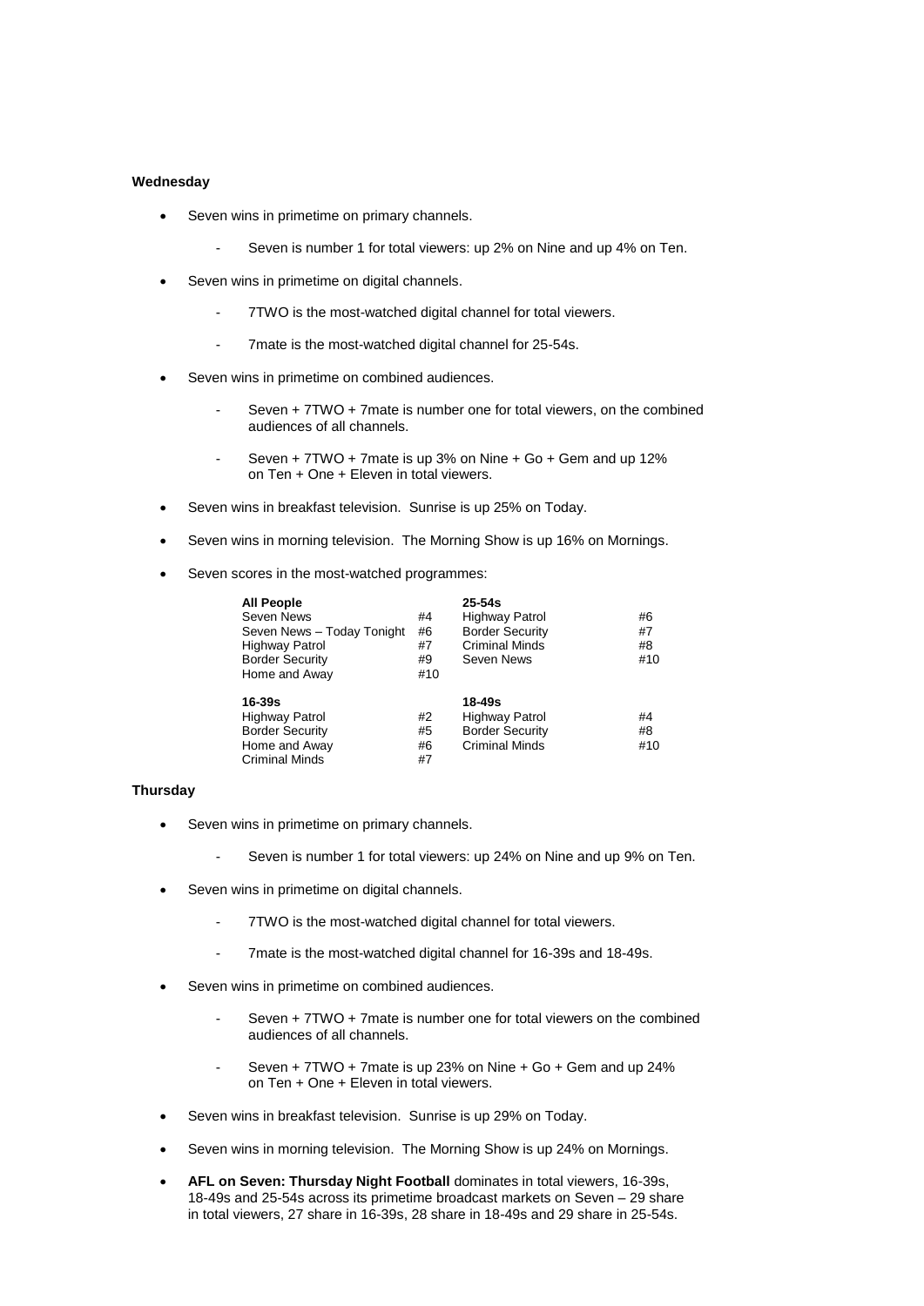**Wednesday**

- Seven wins in primetime on primary channels.
    - Seven is number 1 for total viewers: up 2% on Nine and up 4% on Ten.
- Seven wins in primetime on digital channels.
    - 7TWO is the most-watched digital channel for total viewers.
    - 7mate is the most-watched digital channel for 25-54s.
- Seven wins in primetime on combined audiences.
    - Seven + 7TWO + 7mate is number one for total viewers, on the combined audiences of all channels.
    - Seven + 7TWO + 7mate is up 3% on Nine + Go + Gem and up 12% on Ten + One + Eleven in total viewers.
- Seven wins in breakfast television. Sunrise is up 25% on Today.
- Seven wins in morning television. The Morning Show is up 16% on Mornings.
- Seven scores in the most-watched programmes:

| **All People** | | **25-54s** | |
|---|---|---|---|
| Seven News | #4 | Highway Patrol | #6 |
| Seven News – Today Tonight | #6 | Border Security | #7 |
| Highway Patrol | #7 | Criminal Minds | #8 |
| Border Security | #9 | Seven News | #10 |
| Home and Away | #10 | | |
| **16-39s** | | **18-49s** | |
| Highway Patrol | #2 | Highway Patrol | #4 |
| Border Security | #5 | Border Security | #8 |
| Home and Away | #6 | Criminal Minds | #10 |
| Criminal Minds | #7 | | |

**Thursday**

- Seven wins in primetime on primary channels.
    - Seven is number 1 for total viewers: up 24% on Nine and up 9% on Ten.
- Seven wins in primetime on digital channels.
    - 7TWO is the most-watched digital channel for total viewers.
    - 7mate is the most-watched digital channel for 16-39s and 18-49s.
- Seven wins in primetime on combined audiences.
    - Seven + 7TWO + 7mate is number one for total viewers on the combined audiences of all channels.
    - Seven + 7TWO + 7mate is up 23% on Nine + Go + Gem and up 24% on Ten + One + Eleven in total viewers.
- Seven wins in breakfast television. Sunrise is up 29% on Today.
- Seven wins in morning television. The Morning Show is up 24% on Mornings.
- **AFL on Seven: Thursday Night Football** dominates in total viewers, 16-39s, 18-49s and 25-54s across its primetime broadcast markets on Seven – 29 share in total viewers, 27 share in 16-39s, 28 share in 18-49s and 29 share in 25-54s.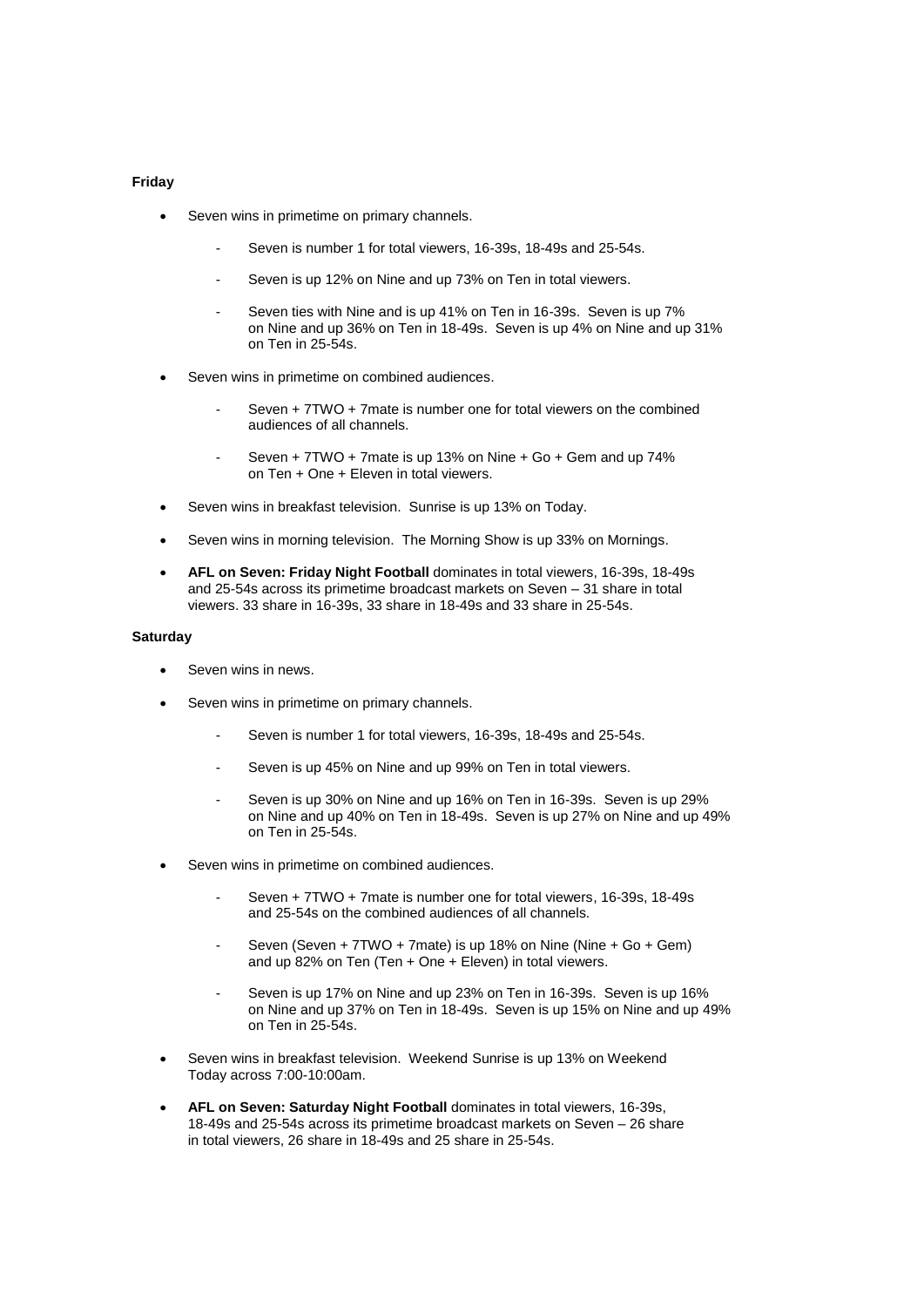**Friday**

- Seven wins in primetime on primary channels.
    - Seven is number 1 for total viewers, 16-39s, 18-49s and 25-54s.
    - Seven is up 12% on Nine and up 73% on Ten in total viewers.
    - Seven ties with Nine and is up 41% on Ten in 16-39s. Seven is up 7% on Nine and up 36% on Ten in 18-49s. Seven is up 4% on Nine and up 31% on Ten in 25-54s.
- Seven wins in primetime on combined audiences.
    - Seven + 7TWO + 7mate is number one for total viewers on the combined audiences of all channels.
    - Seven + 7TWO + 7mate is up 13% on Nine + Go + Gem and up 74% on Ten + One + Eleven in total viewers.
- Seven wins in breakfast television. Sunrise is up 13% on Today.
- Seven wins in morning television. The Morning Show is up 33% on Mornings.
- **AFL on Seven: Friday Night Football** dominates in total viewers, 16-39s, 18-49s and 25-54s across its primetime broadcast markets on Seven – 31 share in total viewers. 33 share in 16-39s, 33 share in 18-49s and 33 share in 25-54s.

**Saturday**

- Seven wins in news.
- Seven wins in primetime on primary channels.
    - Seven is number 1 for total viewers, 16-39s, 18-49s and 25-54s.
    - Seven is up 45% on Nine and up 99% on Ten in total viewers.
    - Seven is up 30% on Nine and up 16% on Ten in 16-39s. Seven is up 29% on Nine and up 40% on Ten in 18-49s. Seven is up 27% on Nine and up 49% on Ten in 25-54s.
- Seven wins in primetime on combined audiences.
    - Seven + 7TWO + 7mate is number one for total viewers, 16-39s, 18-49s and 25-54s on the combined audiences of all channels.
    - Seven (Seven + 7TWO + 7mate) is up 18% on Nine (Nine + Go + Gem) and up 82% on Ten (Ten + One + Eleven) in total viewers.
    - Seven is up 17% on Nine and up 23% on Ten in 16-39s. Seven is up 16% on Nine and up 37% on Ten in 18-49s. Seven is up 15% on Nine and up 49% on Ten in 25-54s.
- Seven wins in breakfast television. Weekend Sunrise is up 13% on Weekend Today across 7:00-10:00am.
- **AFL on Seven: Saturday Night Football** dominates in total viewers, 16-39s, 18-49s and 25-54s across its primetime broadcast markets on Seven – 26 share in total viewers, 26 share in 18-49s and 25 share in 25-54s.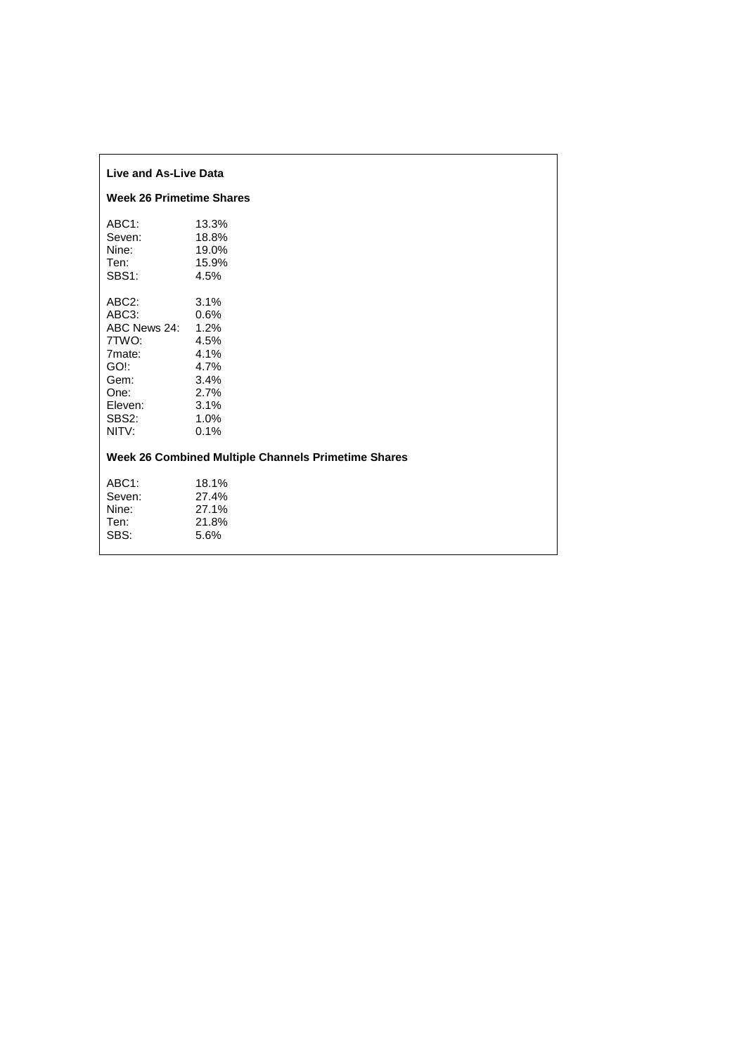**Live and As-Live Data**

**Week 26 Primetime Shares**

| | |
|---|---|
| ABC1: | 13.3% |
| Seven: | 18.8% |
| Nine: | 19.0% |
| Ten: | 15.9% |
| SBS1: | 4.5% |

| | |
|---|---|
| ABC2: | 3.1% |
| ABC3: | 0.6% |
| ABC News 24: | 1.2% |
| 7TWO: | 4.5% |
| 7mate: | 4.1% |
| GO!: | 4.7% |
| Gem: | 3.4% |
| One: | 2.7% |
| Eleven: | 3.1% |
| SBS2: | 1.0% |
| NITV: | 0.1% |

**Week 26 Combined Multiple Channels Primetime Shares**

| | |
|---|---|
| ABC1: | 18.1% |
| Seven: | 27.4% |
| Nine: | 27.1% |
| Ten: | 21.8% |
| SBS: | 5.6% |